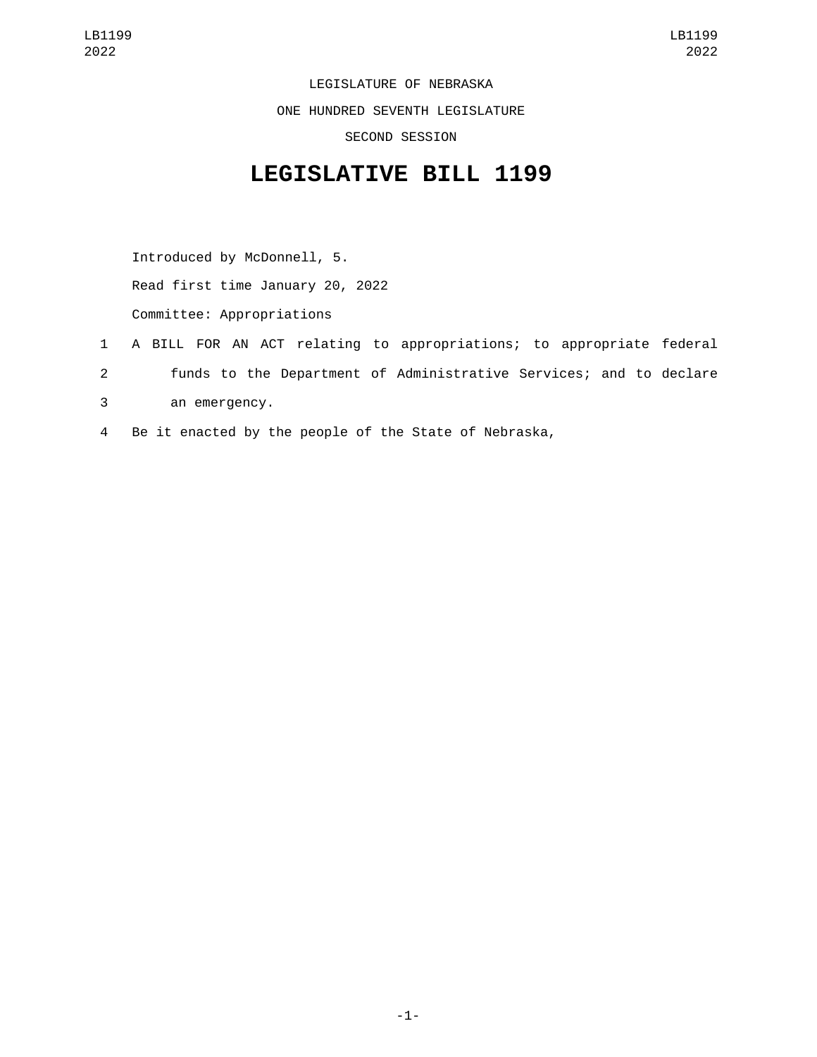LEGISLATURE OF NEBRASKA

ONE HUNDRED SEVENTH LEGISLATURE

SECOND SESSION

# LEGISLATIVE BILL 1199

Introduced by McDonnell, 5.

Read first time January 20, 2022

Committee: Appropriations

A BILL FOR AN ACT relating to appropriations; to appropriate federal funds to the Department of Administrative Services; and to declare an emergency.

Be it enacted by the people of the State of Nebraska,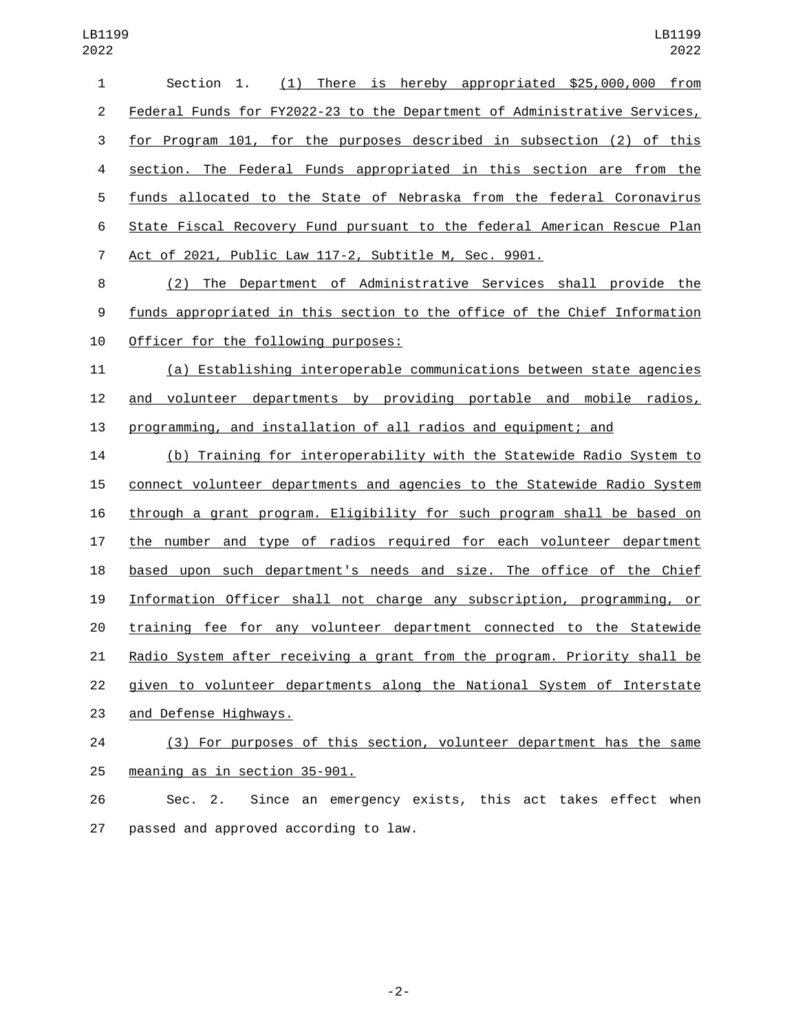Section 1. (1) There is hereby appropriated $25,000,000 from Federal Funds for FY2022-23 to the Department of Administrative Services, for Program 101, for the purposes described in subsection (2) of this section. The Federal Funds appropriated in this section are from the funds allocated to the State of Nebraska from the federal Coronavirus State Fiscal Recovery Fund pursuant to the federal American Rescue Plan Act of 2021, Public Law 117-2, Subtitle M, Sec. 9901.

(2) The Department of Administrative Services shall provide the funds appropriated in this section to the office of the Chief Information Officer for the following purposes:

(a) Establishing interoperable communications between state agencies and volunteer departments by providing portable and mobile radios, programming, and installation of all radios and equipment; and

(b) Training for interoperability with the Statewide Radio System to connect volunteer departments and agencies to the Statewide Radio System through a grant program. Eligibility for such program shall be based on the number and type of radios required for each volunteer department based upon such department's needs and size. The office of the Chief Information Officer shall not charge any subscription, programming, or training fee for any volunteer department connected to the Statewide Radio System after receiving a grant from the program. Priority shall be given to volunteer departments along the National System of Interstate and Defense Highways.

(3) For purposes of this section, volunteer department has the same meaning as in section 35-901.

Sec. 2. Since an emergency exists, this act takes effect when passed and approved according to law.